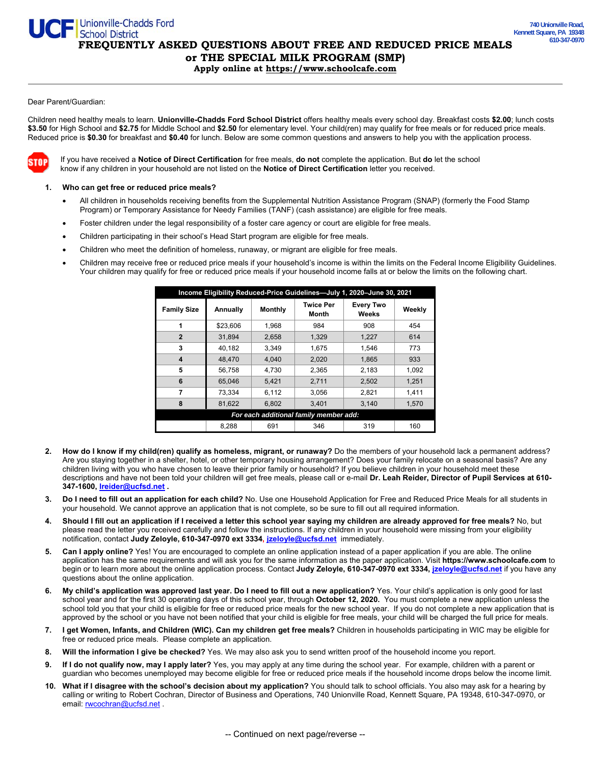**UCF** Unionville-Chadds Ford School District

740 Unionville Road,
Kennett Square, PA 19348
610-347-0970

# FREQUENTLY ASKED QUESTIONS ABOUT FREE AND REDUCED PRICE MEALS or THE SPECIAL MILK PROGRAM (SMP)

**Apply online at https://www.schoolcafe.com**

Dear Parent/Guardian:

Children need healthy meals to learn. **Unionville-Chadds Ford School District** offers healthy meals every school day. Breakfast costs **$2.00**; lunch costs **$3.50** for High School and **$2.75** for Middle School and **$2.50** for elementary level. Your child(ren) may qualify for free meals or for reduced price meals. Reduced price is **$0.30** for breakfast and **$0.40** for lunch. Below are some common questions and answers to help you with the application process.

STOP — If you have received a **Notice of Direct Certification** for free meals, **do not** complete the application. But **do** let the school know if any children in your household are not listed on the **Notice of Direct Certification** letter you received.

1. **Who can get free or reduced price meals?**
   - All children in households receiving benefits from the Supplemental Nutrition Assistance Program (SNAP) (formerly the Food Stamp Program) or Temporary Assistance for Needy Families (TANF) (cash assistance) are eligible for free meals.
   - Foster children under the legal responsibility of a foster care agency or court are eligible for free meals.
   - Children participating in their school's Head Start program are eligible for free meals.
   - Children who meet the definition of homeless, runaway, or migrant are eligible for free meals.
   - Children may receive free or reduced price meals if your household's income is within the limits on the Federal Income Eligibility Guidelines. Your children may qualify for free or reduced price meals if your household income falls at or below the limits on the following chart.

| Income Eligibility Reduced-Price Guidelines—July 1, 2020–June 30, 2021 | | | | | |
|---|---|---|---|---|---|
| **Family Size** | **Annually** | **Monthly** | **Twice Per Month** | **Every Two Weeks** | **Weekly** |
| 1 | $23,606 | 1,968 | 984 | 908 | 454 |
| 2 | 31,894 | 2,658 | 1,329 | 1,227 | 614 |
| 3 | 40,182 | 3,349 | 1,675 | 1,546 | 773 |
| 4 | 48,470 | 4,040 | 2,020 | 1,865 | 933 |
| 5 | 56,758 | 4,730 | 2,365 | 2,183 | 1,092 |
| 6 | 65,046 | 5,421 | 2,711 | 2,502 | 1,251 |
| 7 | 73,334 | 6,112 | 3,056 | 2,821 | 1,411 |
| 8 | 81,622 | 6,802 | 3,401 | 3,140 | 1,570 |
| *For each additional family member add:* | | | | | |
| | 8,288 | 691 | 346 | 319 | 160 |

2. **How do I know if my child(ren) qualify as homeless, migrant, or runaway?** Do the members of your household lack a permanent address? Are you staying together in a shelter, hotel, or other temporary housing arrangement? Does your family relocate on a seasonal basis? Are any children living with you who have chosen to leave their prior family or household? If you believe children in your household meet these descriptions and have not been told your children will get free meals, please call or e-mail **Dr. Leah Reider, Director of Pupil Services at 610-347-1600, lreider@ucfsd.net** .
3. **Do I need to fill out an application for each child?** No. Use one Household Application for Free and Reduced Price Meals for all students in your household. We cannot approve an application that is not complete, so be sure to fill out all required information.
4. **Should I fill out an application if I received a letter this school year saying my children are already approved for free meals?** No, but please read the letter you received carefully and follow the instructions. If any children in your household were missing from your eligibility notification, contact **Judy Zeloyle, 610-347-0970 ext 3334, jzeloyle@ucfsd.net** immediately.
5. **Can I apply online?** Yes! You are encouraged to complete an online application instead of a paper application if you are able. The online application has the same requirements and will ask you for the same information as the paper application. Visit **https://www.schoolcafe.com** to begin or to learn more about the online application process. Contact **Judy Zeloyle, 610-347-0970 ext 3334, jzeloyle@ucfsd.net** if you have any questions about the online application.
6. **My child's application was approved last year. Do I need to fill out a new application?** Yes. Your child's application is only good for last school year and for the first 30 operating days of this school year, through **October 12, 2020.** You must complete a new application unless the school told you that your child is eligible for free or reduced price meals for the new school year. If you do not complete a new application that is approved by the school or you have not been notified that your child is eligible for free meals, your child will be charged the full price for meals.
7. **I get Women, Infants, and Children (WIC). Can my children get free meals?** Children in households participating in WIC may be eligible for free or reduced price meals. Please complete an application.
8. **Will the information I give be checked?** Yes. We may also ask you to send written proof of the household income you report.
9. **If I do not qualify now, may I apply later?** Yes, you may apply at any time during the school year. For example, children with a parent or guardian who becomes unemployed may become eligible for free or reduced price meals if the household income drops below the income limit.
10. **What if I disagree with the school's decision about my application?** You should talk to school officials. You also may ask for a hearing by calling or writing to Robert Cochran, Director of Business and Operations, 740 Unionville Road, Kennett Square, PA 19348, 610-347-0970, or email: rwcochran@ucfsd.net .

-- Continued on next page/reverse --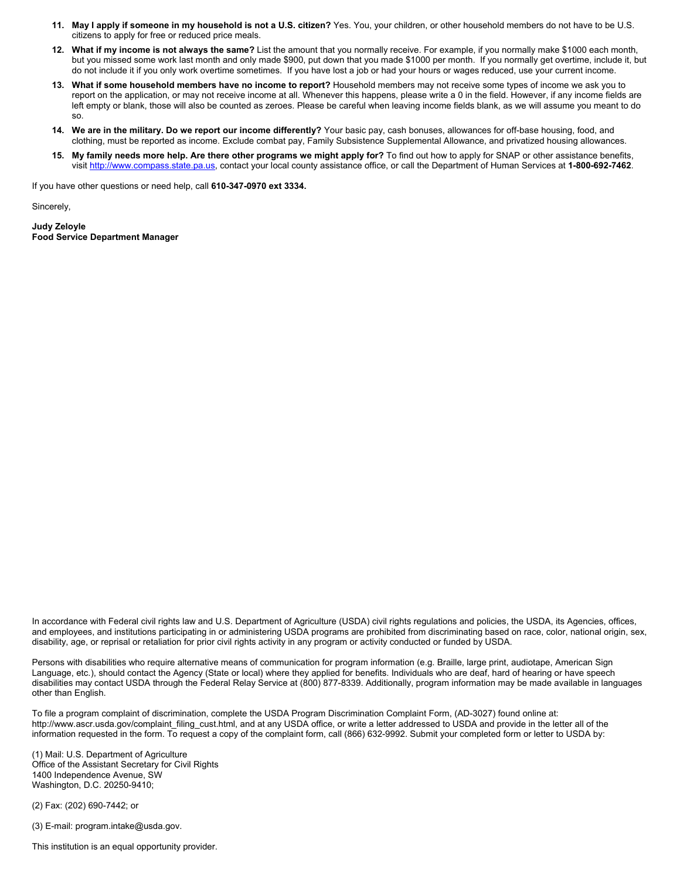11. **May I apply if someone in my household is not a U.S. citizen?** Yes. You, your children, or other household members do not have to be U.S. citizens to apply for free or reduced price meals.
12. **What if my income is not always the same?** List the amount that you normally receive. For example, if you normally make $1000 each month, but you missed some work last month and only made $900, put down that you made $1000 per month. If you normally get overtime, include it, but do not include it if you only work overtime sometimes. If you have lost a job or had your hours or wages reduced, use your current income.
13. **What if some household members have no income to report?** Household members may not receive some types of income we ask you to report on the application, or may not receive income at all. Whenever this happens, please write a 0 in the field. However, if any income fields are left empty or blank, those will also be counted as zeroes. Please be careful when leaving income fields blank, as we will assume you meant to do so.
14. **We are in the military. Do we report our income differently?** Your basic pay, cash bonuses, allowances for off-base housing, food, and clothing, must be reported as income. Exclude combat pay, Family Subsistence Supplemental Allowance, and privatized housing allowances.
15. **My family needs more help. Are there other programs we might apply for?** To find out how to apply for SNAP or other assistance benefits, visit http://www.compass.state.pa.us, contact your local county assistance office, or call the Department of Human Services at **1-800-692-7462**.

If you have other questions or need help, call **610-347-0970 ext 3334.**

Sincerely,

**Judy Zeloyle**
**Food Service Department Manager**

In accordance with Federal civil rights law and U.S. Department of Agriculture (USDA) civil rights regulations and policies, the USDA, its Agencies, offices, and employees, and institutions participating in or administering USDA programs are prohibited from discriminating based on race, color, national origin, sex, disability, age, or reprisal or retaliation for prior civil rights activity in any program or activity conducted or funded by USDA.

Persons with disabilities who require alternative means of communication for program information (e.g. Braille, large print, audiotape, American Sign Language, etc.), should contact the Agency (State or local) where they applied for benefits. Individuals who are deaf, hard of hearing or have speech disabilities may contact USDA through the Federal Relay Service at (800) 877-8339. Additionally, program information may be made available in languages other than English.

To file a program complaint of discrimination, complete the USDA Program Discrimination Complaint Form, (AD-3027) found online at: http://www.ascr.usda.gov/complaint_filing_cust.html, and at any USDA office, or write a letter addressed to USDA and provide in the letter all of the information requested in the form. To request a copy of the complaint form, call (866) 632-9992. Submit your completed form or letter to USDA by:

(1) Mail: U.S. Department of Agriculture
Office of the Assistant Secretary for Civil Rights
1400 Independence Avenue, SW
Washington, D.C. 20250-9410;

(2) Fax: (202) 690-7442; or

(3) E-mail: program.intake@usda.gov.

This institution is an equal opportunity provider.